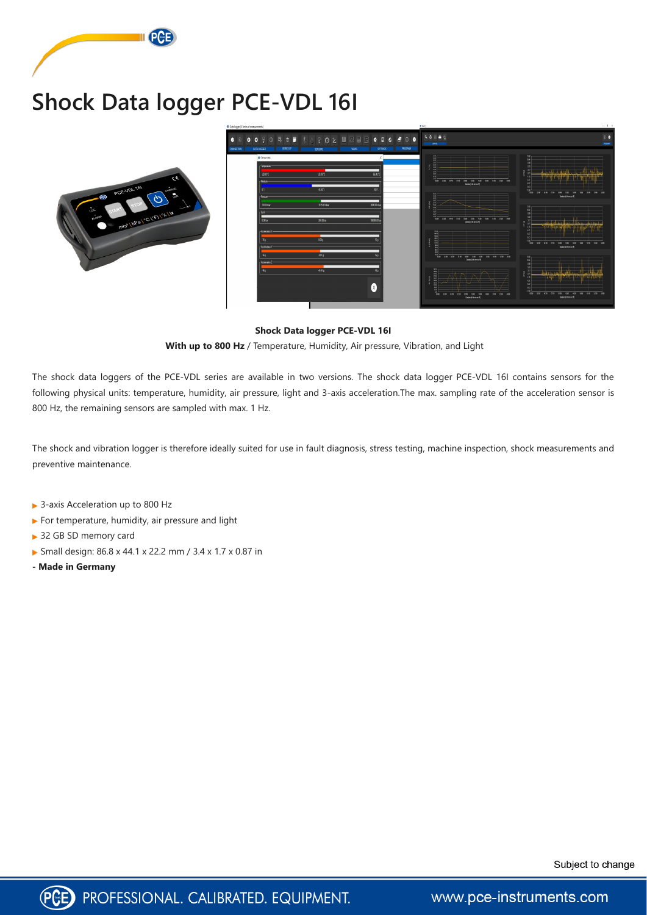# Shock Data logger PCE-VDL 16I

**Shock Data logger PCE-VDL 16I**

**With up to 800 Hz** / Temperature, Humidity, Air pressure, Vibration, and Light

The shock data loggers of the PCE-VDL series are available in two versions. The shock data logger PCE-VDL 16I contains sensors for the following physical units: temperature, humidity, air pressure, light and 3-axis acceleration.The max. sampling rate of the acceleration sensor is 800 Hz, the remaining sensors are sampled with max. 1 Hz.

The shock and vibration logger is therefore ideally suited for use in fault diagnosis, stress testing, machine inspection, shock measurements and preventive maintenance.

- 3-axis Acceleration up to 800 Hz
- For temperature, humidity, air pressure and light
- 32 GB SD memory card
- Small design: 86.8 x 44.1 x 22.2 mm / 3.4 x 1.7 x 0.87 in

**- Made in Germany**

Subject to change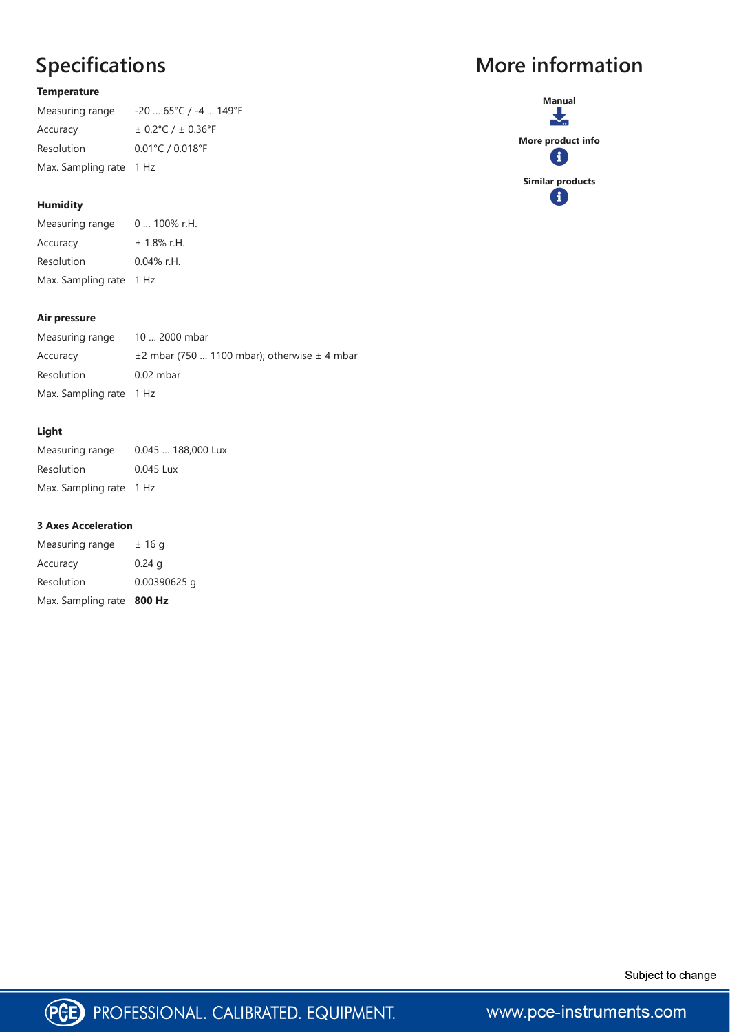# Specifications

**Temperature**

| | |
|---|---|
| Measuring range | -20 ... 65°C / -4 ... 149°F |
| Accuracy | ± 0.2°C / ± 0.36°F |
| Resolution | 0.01°C / 0.018°F |
| Max. Sampling rate | 1 Hz |

**Humidity**

| | |
|---|---|
| Measuring range | 0 ... 100% r.H. |
| Accuracy | ± 1.8% r.H. |
| Resolution | 0.04% r.H. |
| Max. Sampling rate | 1 Hz |

**Air pressure**

| | |
|---|---|
| Measuring range | 10 ... 2000 mbar |
| Accuracy | ±2 mbar (750 ... 1100 mbar); otherwise ± 4 mbar |
| Resolution | 0.02 mbar |
| Max. Sampling rate | 1 Hz |

**Light**

| | |
|---|---|
| Measuring range | 0.045 ... 188,000 Lux |
| Resolution | 0.045 Lux |
| Max. Sampling rate | 1 Hz |

**3 Axes Acceleration**

| | |
|---|---|
| Measuring range | ± 16 g |
| Accuracy | 0.24 g |
| Resolution | 0.00390625 g |
| Max. Sampling rate | **800 Hz** |

# More information

**Manual**

**More product info**

**Similar products**

Subject to change

PROFESSIONAL. CALIBRATED. EQUIPMENT.

www.pce-instruments.com